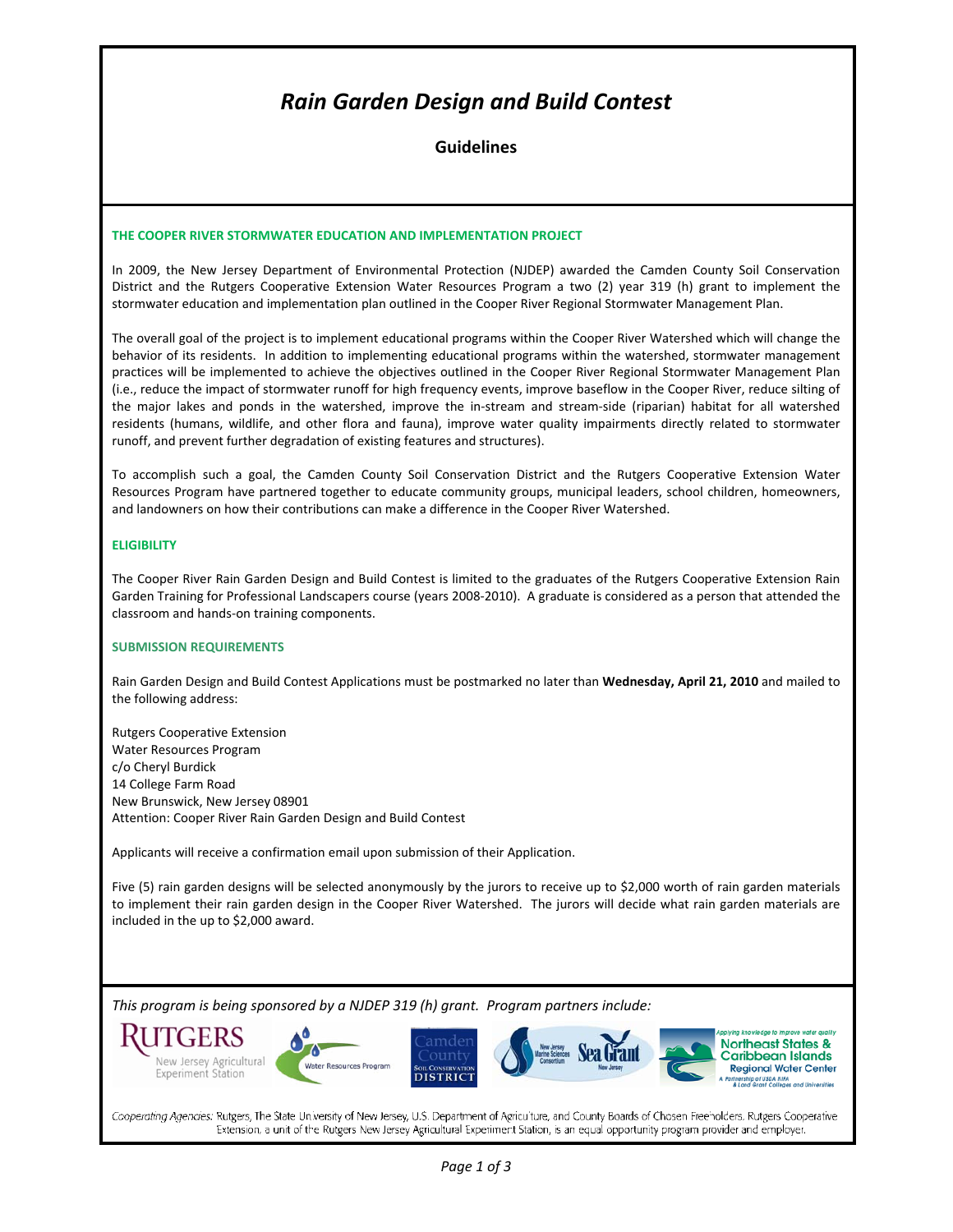# *Rain Garden Design and Build Contest*

## Guidelines

### THE COOPER RIVER STORMWATER EDUCATION AND IMPLEMENTATION PROJECT

In 2009, the New Jersey Department of Environmental Protection (NJDEP) awarded the Camden County Soil Conservation District and the Rutgers Cooperative Extension Water Resources Program a two (2) year 319 (h) grant to implement the stormwater education and implementation plan outlined in the Cooper River Regional Stormwater Management Plan.

The overall goal of the project is to implement educational programs within the Cooper River Watershed which will change the behavior of its residents. In addition to implementing educational programs within the watershed, stormwater management practices will be implemented to achieve the objectives outlined in the Cooper River Regional Stormwater Management Plan (i.e., reduce the impact of stormwater runoff for high frequency events, improve baseflow in the Cooper River, reduce silting of the major lakes and ponds in the watershed, improve the in-stream and stream-side (riparian) habitat for all watershed residents (humans, wildlife, and other flora and fauna), improve water quality impairments directly related to stormwater runoff, and prevent further degradation of existing features and structures).

To accomplish such a goal, the Camden County Soil Conservation District and the Rutgers Cooperative Extension Water Resources Program have partnered together to educate community groups, municipal leaders, school children, homeowners, and landowners on how their contributions can make a difference in the Cooper River Watershed.

### ELIGIBILITY

The Cooper River Rain Garden Design and Build Contest is limited to the graduates of the Rutgers Cooperative Extension Rain Garden Training for Professional Landscapers course (years 2008-2010). A graduate is considered as a person that attended the classroom and hands-on training components.

### SUBMISSION REQUIREMENTS

Rain Garden Design and Build Contest Applications must be postmarked no later than **Wednesday, April 21, 2010** and mailed to the following address:

Rutgers Cooperative Extension
Water Resources Program
c/o Cheryl Burdick
14 College Farm Road
New Brunswick, New Jersey 08901
Attention: Cooper River Rain Garden Design and Build Contest

Applicants will receive a confirmation email upon submission of their Application.

Five (5) rain garden designs will be selected anonymously by the jurors to receive up to $2,000 worth of rain garden materials to implement their rain garden design in the Cooper River Watershed. The jurors will decide what rain garden materials are included in the up to $2,000 award.

*This program is being sponsored by a NJDEP 319 (h) grant. Program partners include:*

Rutgers New Jersey Agricultural Experiment Station; Water Resources Program; Camden County Soil Conservation District; New Jersey Marine Sciences Consortium Sea Grant New Jersey; Northeast States & Caribbean Islands Regional Water Center

*Cooperating Agencies:* Rutgers, The State University of New Jersey, U.S. Department of Agriculture, and County Boards of Chosen Freeholders. Rutgers Cooperative Extension, a unit of the Rutgers New Jersey Agricultural Experiment Station, is an equal opportunity program provider and employer.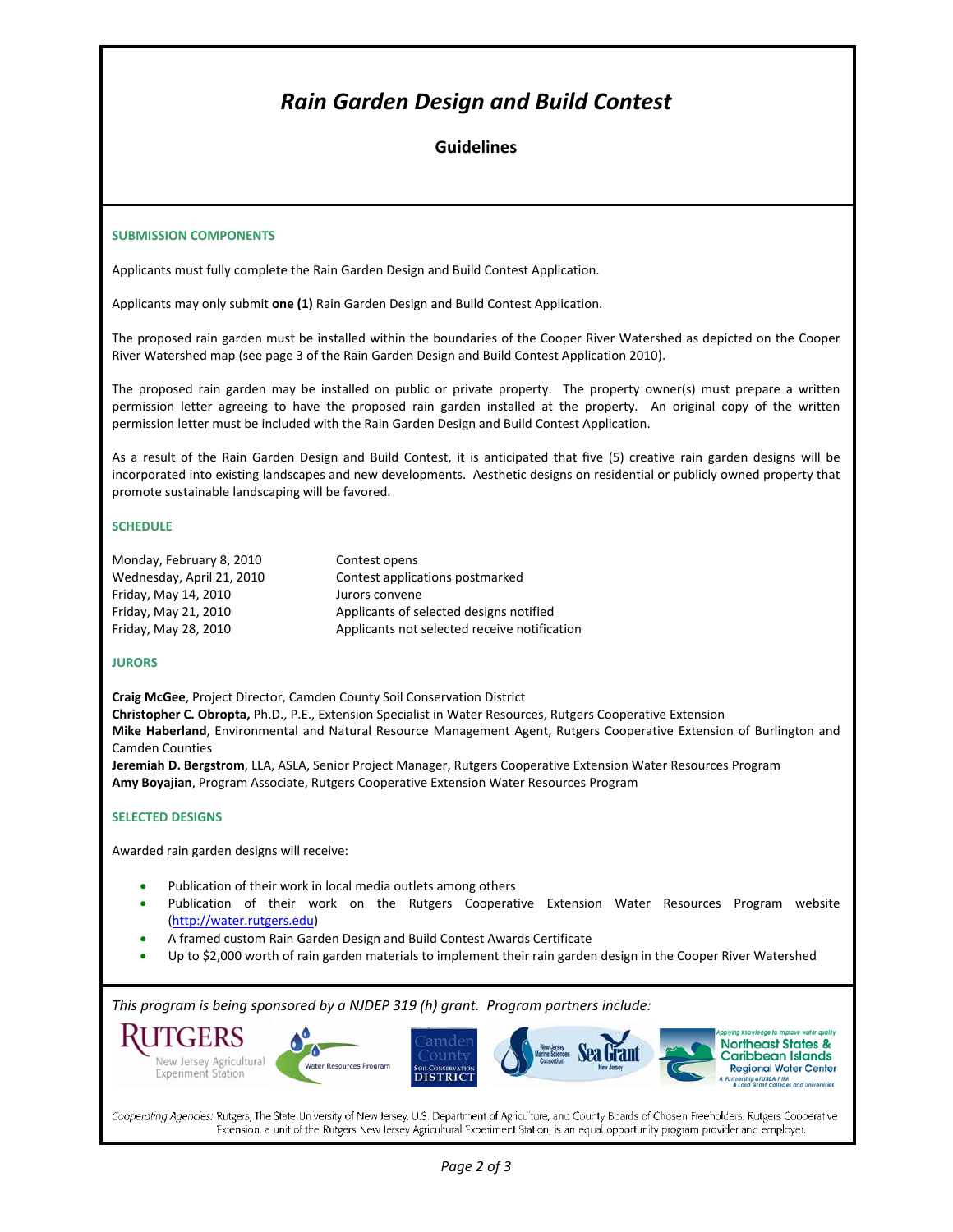# *Rain Garden Design and Build Contest*

## Guidelines

### SUBMISSION COMPONENTS

Applicants must fully complete the Rain Garden Design and Build Contest Application.

Applicants may only submit **one (1)** Rain Garden Design and Build Contest Application.

The proposed rain garden must be installed within the boundaries of the Cooper River Watershed as depicted on the Cooper River Watershed map (see page 3 of the Rain Garden Design and Build Contest Application 2010).

The proposed rain garden may be installed on public or private property. The property owner(s) must prepare a written permission letter agreeing to have the proposed rain garden installed at the property. An original copy of the written permission letter must be included with the Rain Garden Design and Build Contest Application.

As a result of the Rain Garden Design and Build Contest, it is anticipated that five (5) creative rain garden designs will be incorporated into existing landscapes and new developments. Aesthetic designs on residential or publicly owned property that promote sustainable landscaping will be favored.

### SCHEDULE

| | |
|---|---|
| Monday, February 8, 2010 | Contest opens |
| Wednesday, April 21, 2010 | Contest applications postmarked |
| Friday, May 14, 2010 | Jurors convene |
| Friday, May 21, 2010 | Applicants of selected designs notified |
| Friday, May 28, 2010 | Applicants not selected receive notification |

### JURORS

**Craig McGee**, Project Director, Camden County Soil Conservation District
**Christopher C. Obropta,** Ph.D., P.E., Extension Specialist in Water Resources, Rutgers Cooperative Extension
**Mike Haberland**, Environmental and Natural Resource Management Agent, Rutgers Cooperative Extension of Burlington and Camden Counties
**Jeremiah D. Bergstrom**, LLA, ASLA, Senior Project Manager, Rutgers Cooperative Extension Water Resources Program
**Amy Boyajian**, Program Associate, Rutgers Cooperative Extension Water Resources Program

### SELECTED DESIGNS

Awarded rain garden designs will receive:

- Publication of their work in local media outlets among others
- Publication of their work on the Rutgers Cooperative Extension Water Resources Program website (http://water.rutgers.edu)
- A framed custom Rain Garden Design and Build Contest Awards Certificate
- Up to $2,000 worth of rain garden materials to implement their rain garden design in the Cooper River Watershed

*This program is being sponsored by a NJDEP 319 (h) grant. Program partners include:*

Rutgers New Jersey Agricultural Experiment Station | Water Resources Program | Camden County Soil Conservation District | New Jersey Marine Sciences Consortium Sea Grant New Jersey | Northeast States & Caribbean Islands Regional Water Center

*Cooperating Agencies:* Rutgers, The State University of New Jersey, U.S. Department of Agriculture, and County Boards of Chosen Freeholders. Rutgers Cooperative Extension, a unit of the Rutgers New Jersey Agricultural Experiment Station, is an equal opportunity program provider and employer.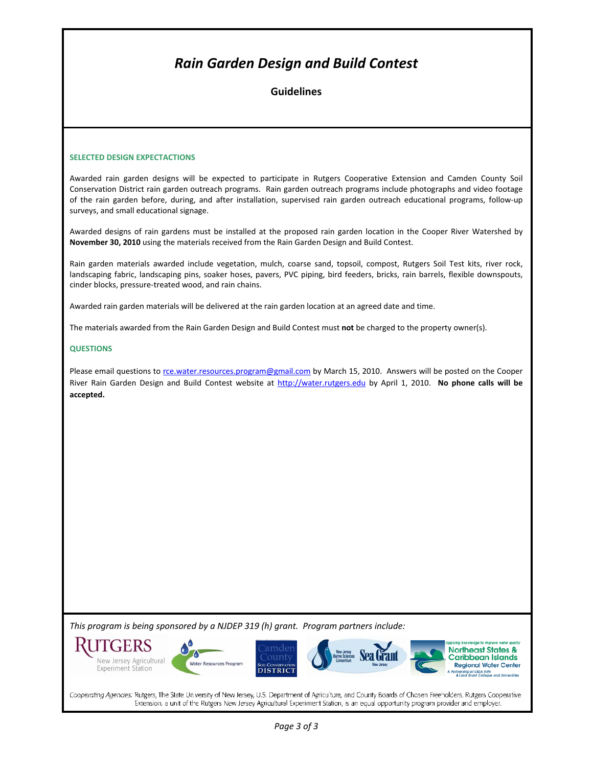# Rain Garden Design and Build Contest

**Guidelines**

## SELECTED DESIGN EXPECTACTIONS

Awarded rain garden designs will be expected to participate in Rutgers Cooperative Extension and Camden County Soil Conservation District rain garden outreach programs. Rain garden outreach programs include photographs and video footage of the rain garden before, during, and after installation, supervised rain garden outreach educational programs, follow-up surveys, and small educational signage.

Awarded designs of rain gardens must be installed at the proposed rain garden location in the Cooper River Watershed by **November 30, 2010** using the materials received from the Rain Garden Design and Build Contest.

Rain garden materials awarded include vegetation, mulch, coarse sand, topsoil, compost, Rutgers Soil Test kits, river rock, landscaping fabric, landscaping pins, soaker hoses, pavers, PVC piping, bird feeders, bricks, rain barrels, flexible downspouts, cinder blocks, pressure-treated wood, and rain chains.

Awarded rain garden materials will be delivered at the rain garden location at an agreed date and time.

The materials awarded from the Rain Garden Design and Build Contest must **not** be charged to the property owner(s).

## QUESTIONS

Please email questions to rce.water.resources.program@gmail.com by March 15, 2010. Answers will be posted on the Cooper River Rain Garden Design and Build Contest website at http://water.rutgers.edu by April 1, 2010. **No phone calls will be accepted.**

*This program is being sponsored by a NJDEP 319 (h) grant. Program partners include:*

Rutgers New Jersey Agricultural Experiment Station
Water Resources Program
Camden County Soil Conservation District
New Jersey Marine Sciences Consortium
Sea Grant New Jersey
Applying knowledge to improve water quality
Northeast States & Caribbean Islands Regional Water Center
A Partnership of USDA NIFA & Land Grant Colleges and Universities

*Cooperating Agencies:* Rutgers, The State University of New Jersey, U.S. Department of Agriculture, and County Boards of Chosen Freeholders. Rutgers Cooperative Extension, a unit of the Rutgers New Jersey Agricultural Experiment Station, is an equal opportunity program provider and employer.